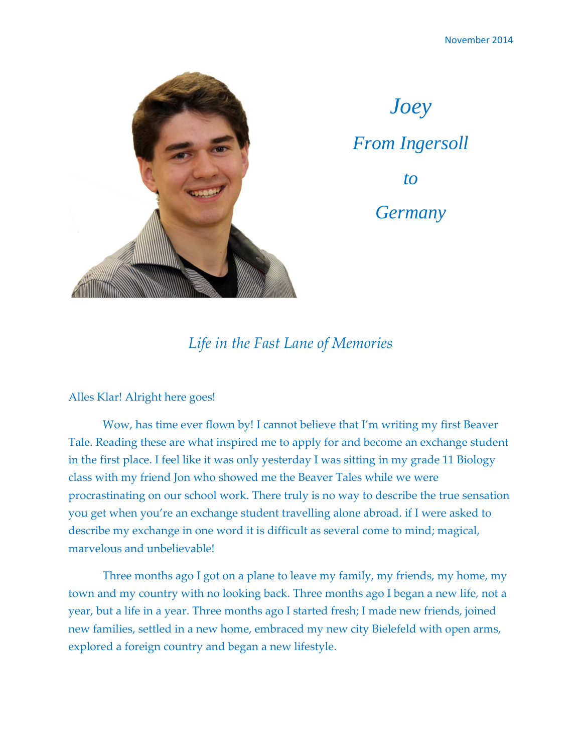November 2014

# *Joey*
# *From Ingersoll to Germany*

## *Life in the Fast Lane of Memories*

Alles Klar! Alright here goes!

Wow, has time ever flown by! I cannot believe that I'm writing my first Beaver Tale. Reading these are what inspired me to apply for and become an exchange student in the first place. I feel like it was only yesterday I was sitting in my grade 11 Biology class with my friend Jon who showed me the Beaver Tales while we were procrastinating on our school work. There truly is no way to describe the true sensation you get when you're an exchange student travelling alone abroad. if I were asked to describe my exchange in one word it is difficult as several come to mind; magical, marvelous and unbelievable!

Three months ago I got on a plane to leave my family, my friends, my home, my town and my country with no looking back. Three months ago I began a new life, not a year, but a life in a year. Three months ago I started fresh; I made new friends, joined new families, settled in a new home, embraced my new city Bielefeld with open arms, explored a foreign country and began a new lifestyle.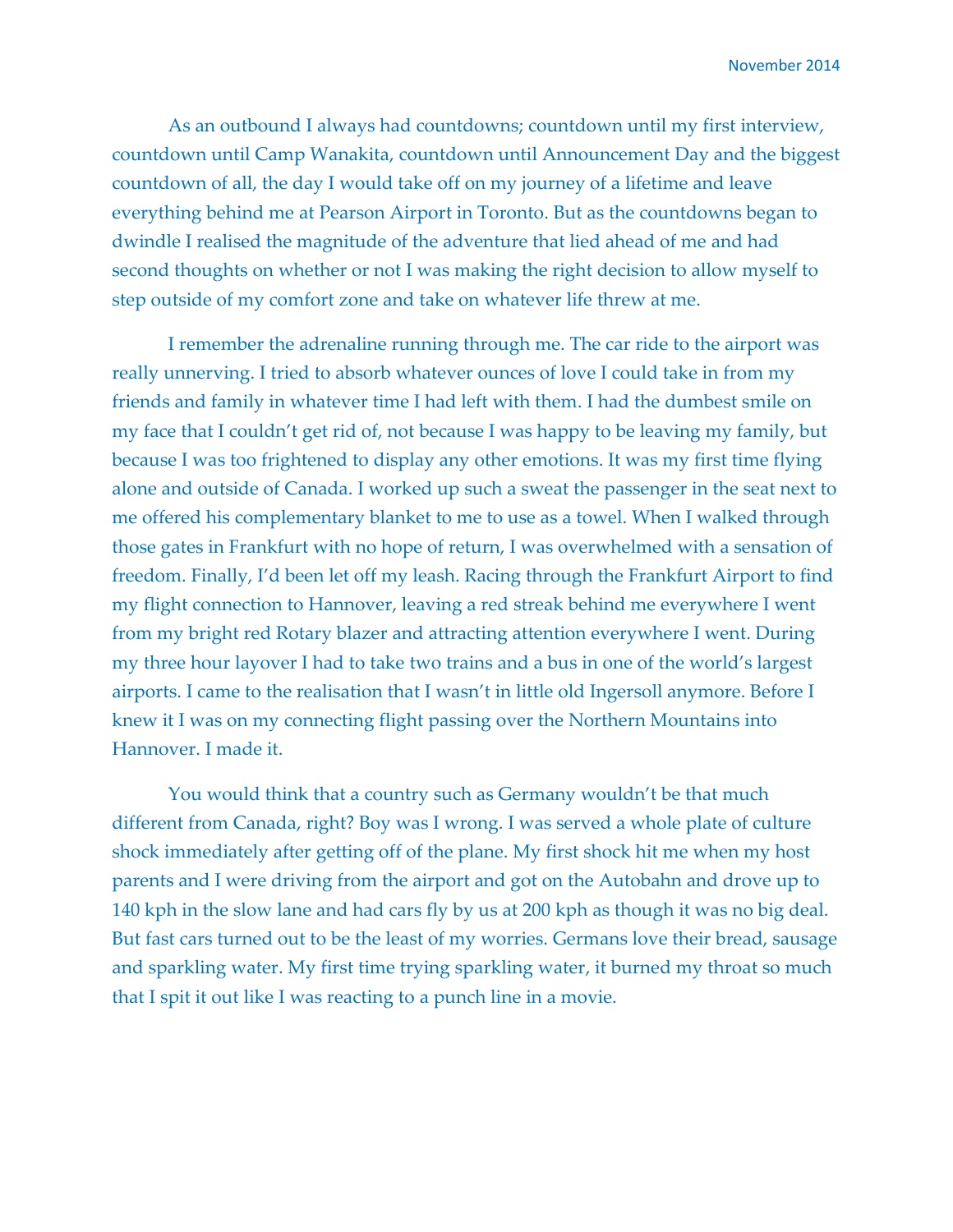November 2014

As an outbound I always had countdowns; countdown until my first interview, countdown until Camp Wanakita, countdown until Announcement Day and the biggest countdown of all, the day I would take off on my journey of a lifetime and leave everything behind me at Pearson Airport in Toronto. But as the countdowns began to dwindle I realised the magnitude of the adventure that lied ahead of me and had second thoughts on whether or not I was making the right decision to allow myself to step outside of my comfort zone and take on whatever life threw at me.

I remember the adrenaline running through me. The car ride to the airport was really unnerving. I tried to absorb whatever ounces of love I could take in from my friends and family in whatever time I had left with them. I had the dumbest smile on my face that I couldn't get rid of, not because I was happy to be leaving my family, but because I was too frightened to display any other emotions. It was my first time flying alone and outside of Canada. I worked up such a sweat the passenger in the seat next to me offered his complementary blanket to me to use as a towel. When I walked through those gates in Frankfurt with no hope of return, I was overwhelmed with a sensation of freedom. Finally, I'd been let off my leash. Racing through the Frankfurt Airport to find my flight connection to Hannover, leaving a red streak behind me everywhere I went from my bright red Rotary blazer and attracting attention everywhere I went. During my three hour layover I had to take two trains and a bus in one of the world's largest airports. I came to the realisation that I wasn't in little old Ingersoll anymore. Before I knew it I was on my connecting flight passing over the Northern Mountains into Hannover. I made it.

You would think that a country such as Germany wouldn't be that much different from Canada, right? Boy was I wrong. I was served a whole plate of culture shock immediately after getting off of the plane. My first shock hit me when my host parents and I were driving from the airport and got on the Autobahn and drove up to 140 kph in the slow lane and had cars fly by us at 200 kph as though it was no big deal. But fast cars turned out to be the least of my worries. Germans love their bread, sausage and sparkling water. My first time trying sparkling water, it burned my throat so much that I spit it out like I was reacting to a punch line in a movie.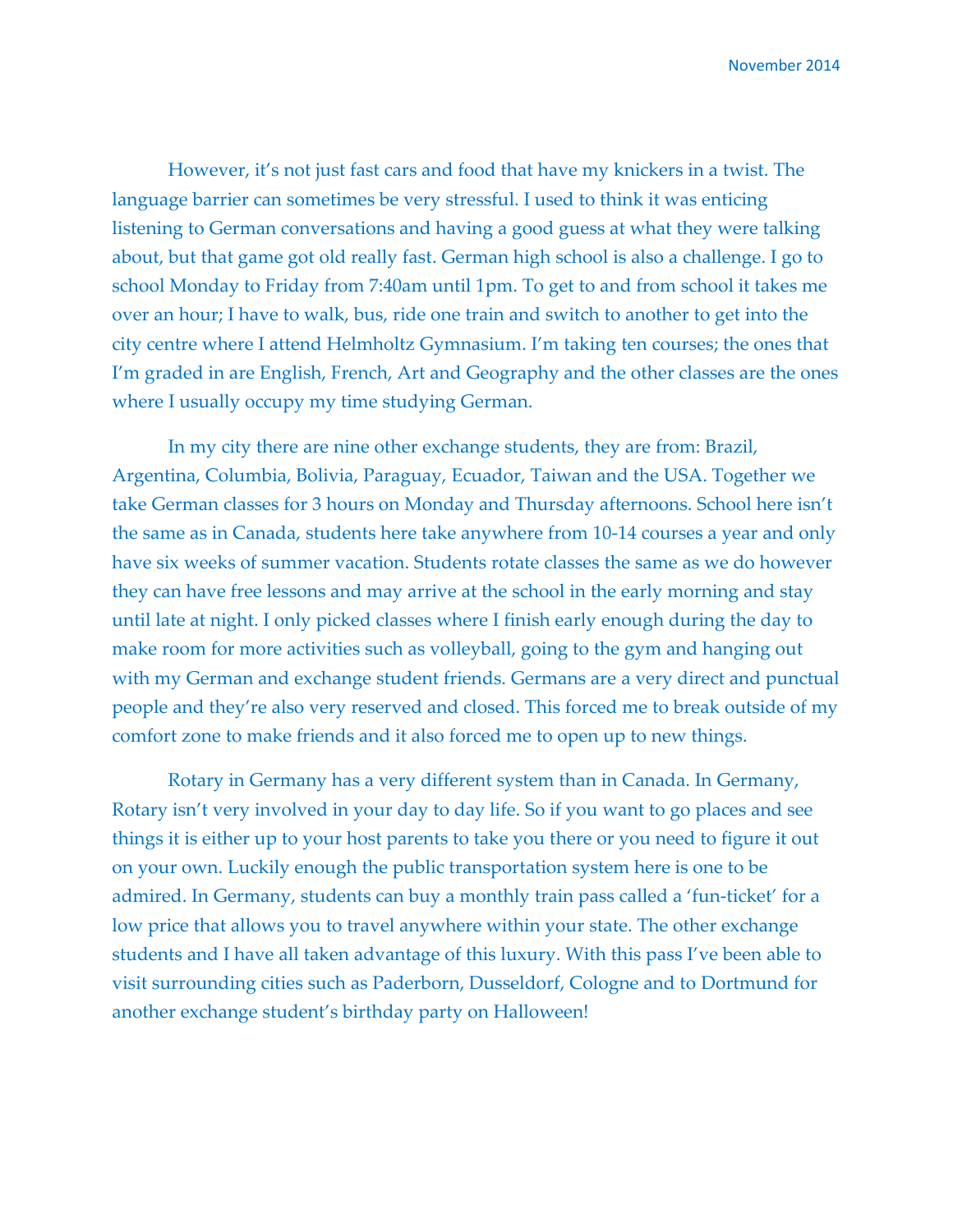However, it's not just fast cars and food that have my knickers in a twist. The language barrier can sometimes be very stressful. I used to think it was enticing listening to German conversations and having a good guess at what they were talking about, but that game got old really fast. German high school is also a challenge. I go to school Monday to Friday from 7:40am until 1pm. To get to and from school it takes me over an hour; I have to walk, bus, ride one train and switch to another to get into the city centre where I attend Helmholtz Gymnasium. I'm taking ten courses; the ones that I'm graded in are English, French, Art and Geography and the other classes are the ones where I usually occupy my time studying German.

In my city there are nine other exchange students, they are from: Brazil, Argentina, Columbia, Bolivia, Paraguay, Ecuador, Taiwan and the USA. Together we take German classes for 3 hours on Monday and Thursday afternoons. School here isn't the same as in Canada, students here take anywhere from 10-14 courses a year and only have six weeks of summer vacation. Students rotate classes the same as we do however they can have free lessons and may arrive at the school in the early morning and stay until late at night. I only picked classes where I finish early enough during the day to make room for more activities such as volleyball, going to the gym and hanging out with my German and exchange student friends. Germans are a very direct and punctual people and they're also very reserved and closed. This forced me to break outside of my comfort zone to make friends and it also forced me to open up to new things.

Rotary in Germany has a very different system than in Canada. In Germany, Rotary isn't very involved in your day to day life. So if you want to go places and see things it is either up to your host parents to take you there or you need to figure it out on your own. Luckily enough the public transportation system here is one to be admired. In Germany, students can buy a monthly train pass called a 'fun-ticket' for a low price that allows you to travel anywhere within your state. The other exchange students and I have all taken advantage of this luxury. With this pass I've been able to visit surrounding cities such as Paderborn, Dusseldorf, Cologne and to Dortmund for another exchange student's birthday party on Halloween!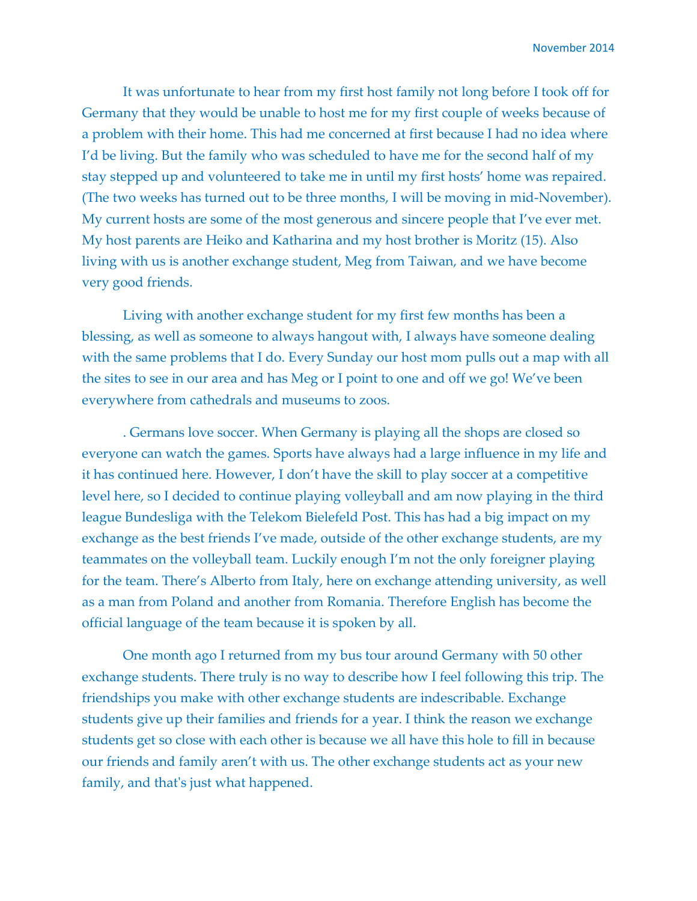November 2014

It was unfortunate to hear from my first host family not long before I took off for Germany that they would be unable to host me for my first couple of weeks because of a problem with their home. This had me concerned at first because I had no idea where I'd be living. But the family who was scheduled to have me for the second half of my stay stepped up and volunteered to take me in until my first hosts' home was repaired. (The two weeks has turned out to be three months, I will be moving in mid-November). My current hosts are some of the most generous and sincere people that I've ever met. My host parents are Heiko and Katharina and my host brother is Moritz (15). Also living with us is another exchange student, Meg from Taiwan, and we have become very good friends.

Living with another exchange student for my first few months has been a blessing, as well as someone to always hangout with, I always have someone dealing with the same problems that I do. Every Sunday our host mom pulls out a map with all the sites to see in our area and has Meg or I point to one and off we go! We've been everywhere from cathedrals and museums to zoos.

. Germans love soccer. When Germany is playing all the shops are closed so everyone can watch the games. Sports have always had a large influence in my life and it has continued here. However, I don't have the skill to play soccer at a competitive level here, so I decided to continue playing volleyball and am now playing in the third league Bundesliga with the Telekom Bielefeld Post. This has had a big impact on my exchange as the best friends I've made, outside of the other exchange students, are my teammates on the volleyball team. Luckily enough I'm not the only foreigner playing for the team. There's Alberto from Italy, here on exchange attending university, as well as a man from Poland and another from Romania. Therefore English has become the official language of the team because it is spoken by all.

One month ago I returned from my bus tour around Germany with 50 other exchange students. There truly is no way to describe how I feel following this trip. The friendships you make with other exchange students are indescribable. Exchange students give up their families and friends for a year. I think the reason we exchange students get so close with each other is because we all have this hole to fill in because our friends and family aren't with us. The other exchange students act as your new family, and that's just what happened.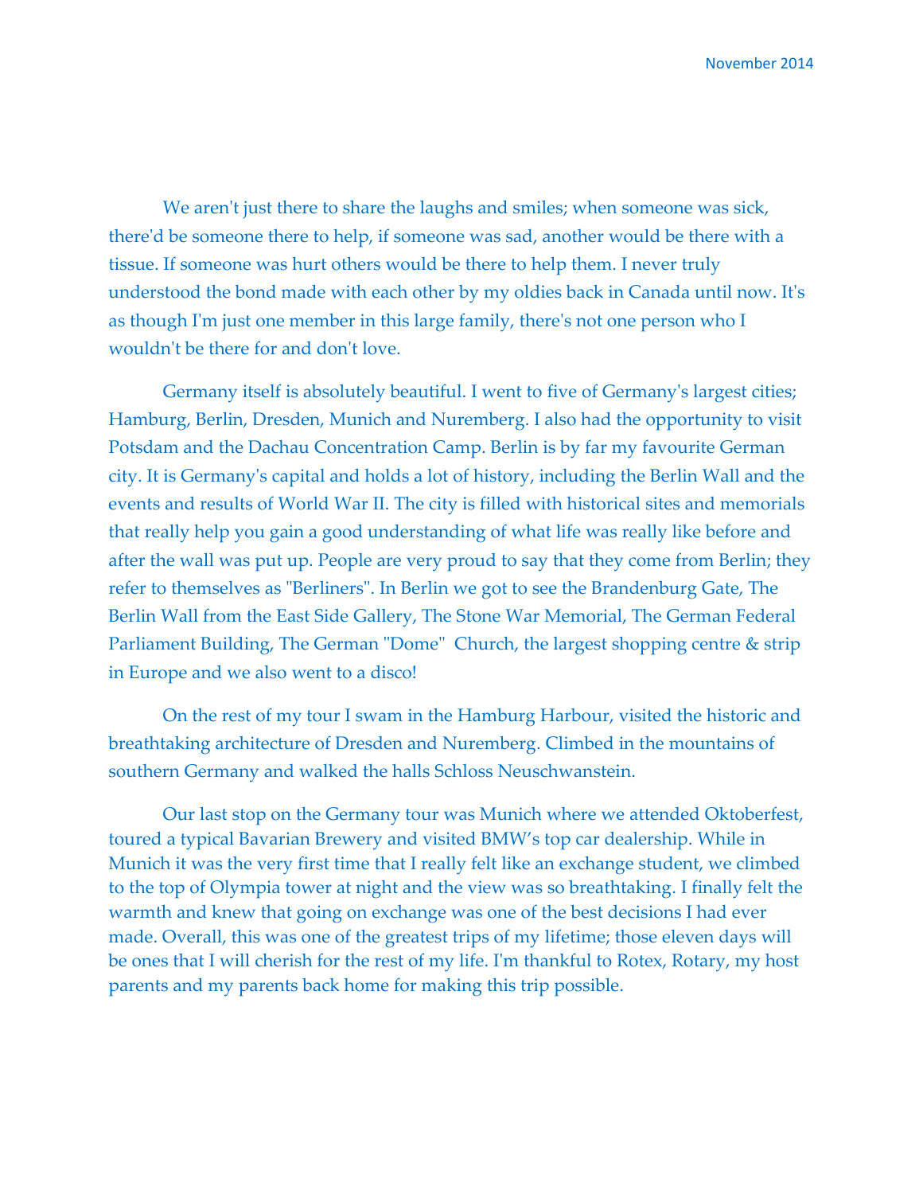We aren't just there to share the laughs and smiles; when someone was sick, there'd be someone there to help, if someone was sad, another would be there with a tissue. If someone was hurt others would be there to help them. I never truly understood the bond made with each other by my oldies back in Canada until now. It's as though I'm just one member in this large family, there's not one person who I wouldn't be there for and don't love.

Germany itself is absolutely beautiful. I went to five of Germany's largest cities; Hamburg, Berlin, Dresden, Munich and Nuremberg. I also had the opportunity to visit Potsdam and the Dachau Concentration Camp. Berlin is by far my favourite German city. It is Germany's capital and holds a lot of history, including the Berlin Wall and the events and results of World War II. The city is filled with historical sites and memorials that really help you gain a good understanding of what life was really like before and after the wall was put up. People are very proud to say that they come from Berlin; they refer to themselves as "Berliners". In Berlin we got to see the Brandenburg Gate, The Berlin Wall from the East Side Gallery, The Stone War Memorial, The German Federal Parliament Building, The German "Dome" Church, the largest shopping centre & strip in Europe and we also went to a disco!

On the rest of my tour I swam in the Hamburg Harbour, visited the historic and breathtaking architecture of Dresden and Nuremberg. Climbed in the mountains of southern Germany and walked the halls Schloss Neuschwanstein.

Our last stop on the Germany tour was Munich where we attended Oktoberfest, toured a typical Bavarian Brewery and visited BMW's top car dealership. While in Munich it was the very first time that I really felt like an exchange student, we climbed to the top of Olympia tower at night and the view was so breathtaking. I finally felt the warmth and knew that going on exchange was one of the best decisions I had ever made. Overall, this was one of the greatest trips of my lifetime; those eleven days will be ones that I will cherish for the rest of my life. I'm thankful to Rotex, Rotary, my host parents and my parents back home for making this trip possible.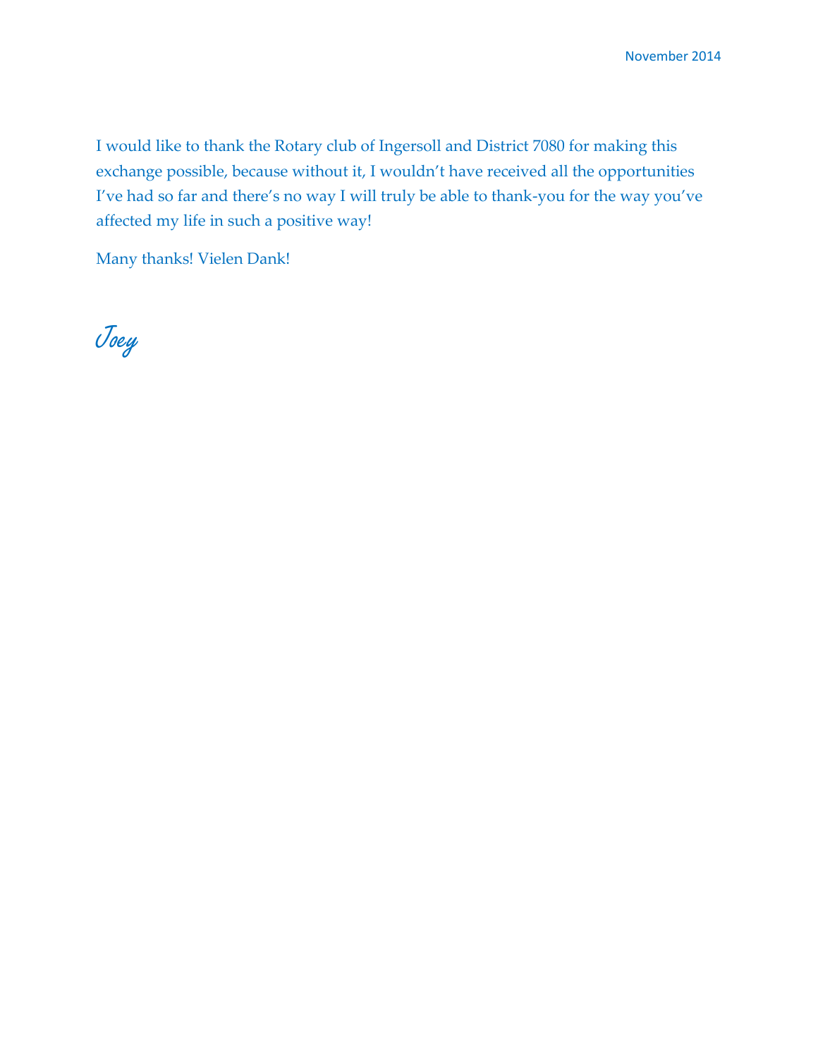November 2014

I would like to thank the Rotary club of Ingersoll and District 7080 for making this exchange possible, because without it, I wouldn't have received all the opportunities I've had so far and there's no way I will truly be able to thank-you for the way you've affected my life in such a positive way!

Many thanks! Vielen Dank!

*Joey*